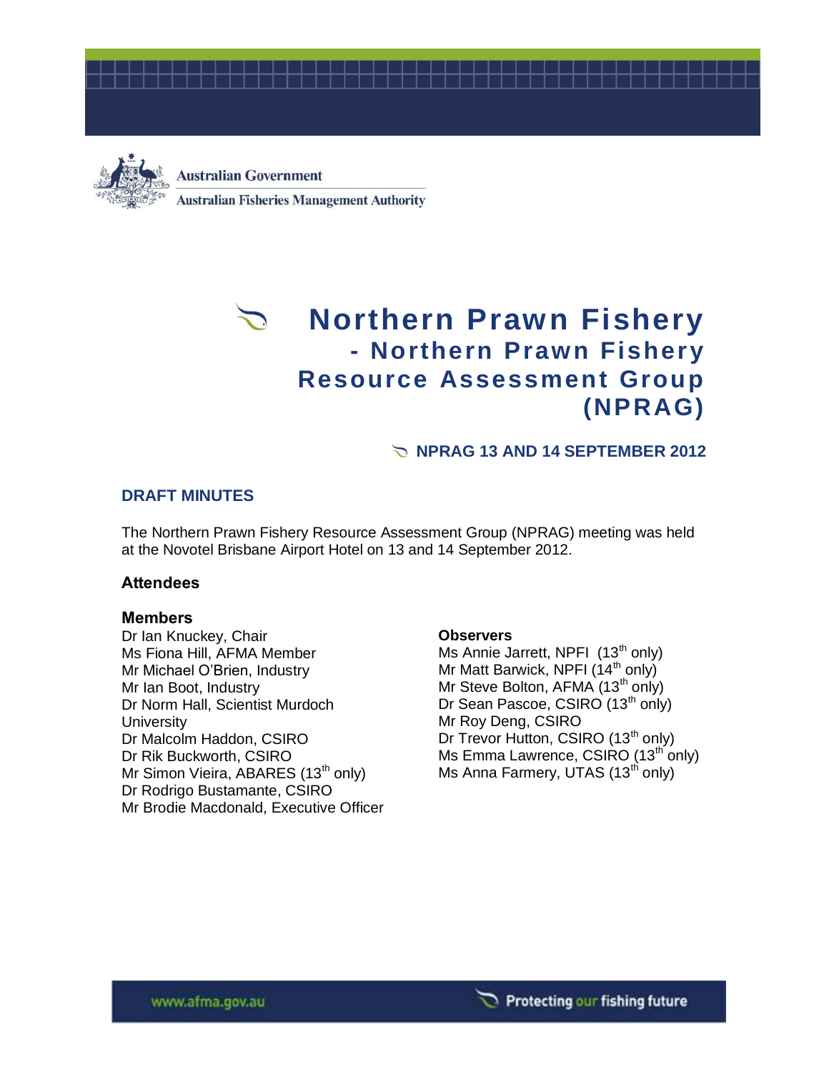Australian Government

Australian Fisheries Management Authority

# Northern Prawn Fishery - Northern Prawn Fishery Resource Assessment Group (NPRAG)

## NPRAG 13 AND 14 SEPTEMBER 2012

### DRAFT MINUTES

The Northern Prawn Fishery Resource Assessment Group (NPRAG) meeting was held at the Novotel Brisbane Airport Hotel on 13 and 14 September 2012.

### Attendees

#### Members

Dr Ian Knuckey, Chair
Ms Fiona Hill, AFMA Member
Mr Michael O'Brien, Industry
Mr Ian Boot, Industry
Dr Norm Hall, Scientist Murdoch University
Dr Malcolm Haddon, CSIRO
Dr Rik Buckworth, CSIRO
Mr Simon Vieira, ABARES (13th only)
Dr Rodrigo Bustamante, CSIRO
Mr Brodie Macdonald, Executive Officer

#### Observers

Ms Annie Jarrett, NPFI (13th only)
Mr Matt Barwick, NPFI (14th only)
Mr Steve Bolton, AFMA (13th only)
Dr Sean Pascoe, CSIRO (13th only)
Mr Roy Deng, CSIRO
Dr Trevor Hutton, CSIRO (13th only)
Ms Emma Lawrence, CSIRO (13th only)
Ms Anna Farmery, UTAS (13th only)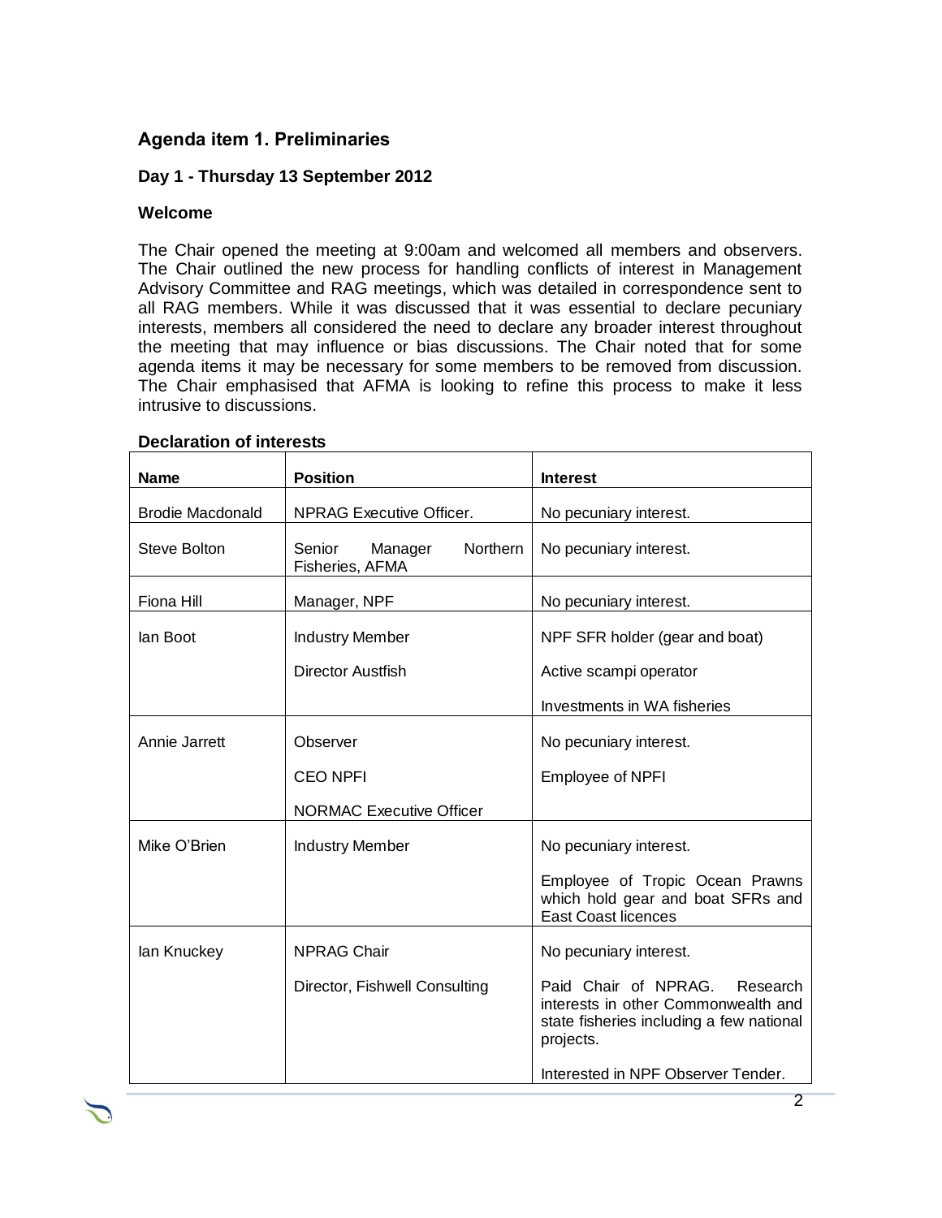## Agenda item 1. Preliminaries

### Day 1 - Thursday 13 September 2012

### Welcome

The Chair opened the meeting at 9:00am and welcomed all members and observers. The Chair outlined the new process for handling conflicts of interest in Management Advisory Committee and RAG meetings, which was detailed in correspondence sent to all RAG members. While it was discussed that it was essential to declare pecuniary interests, members all considered the need to declare any broader interest throughout the meeting that may influence or bias discussions. The Chair noted that for some agenda items it may be necessary for some members to be removed from discussion. The Chair emphasised that AFMA is looking to refine this process to make it less intrusive to discussions.

**Declaration of interests**

| Name | Position | Interest |
|---|---|---|
| Brodie Macdonald | NPRAG Executive Officer. | No pecuniary interest. |
| Steve Bolton | Senior Manager Northern Fisheries, AFMA | No pecuniary interest. |
| Fiona Hill | Manager, NPF | No pecuniary interest. |
| Ian Boot | Industry Member<br><br>Director Austfish | NPF SFR holder (gear and boat)<br><br>Active scampi operator<br><br>Investments in WA fisheries |
| Annie Jarrett | Observer<br><br>CEO NPFI<br><br>NORMAC Executive Officer | No pecuniary interest.<br><br>Employee of NPFI |
| Mike O'Brien | Industry Member | No pecuniary interest.<br><br>Employee of Tropic Ocean Prawns which hold gear and boat SFRs and East Coast licences |
| Ian Knuckey | NPRAG Chair<br><br>Director, Fishwell Consulting | No pecuniary interest.<br><br>Paid Chair of NPRAG. Research interests in other Commonwealth and state fisheries including a few national projects.<br><br>Interested in NPF Observer Tender. |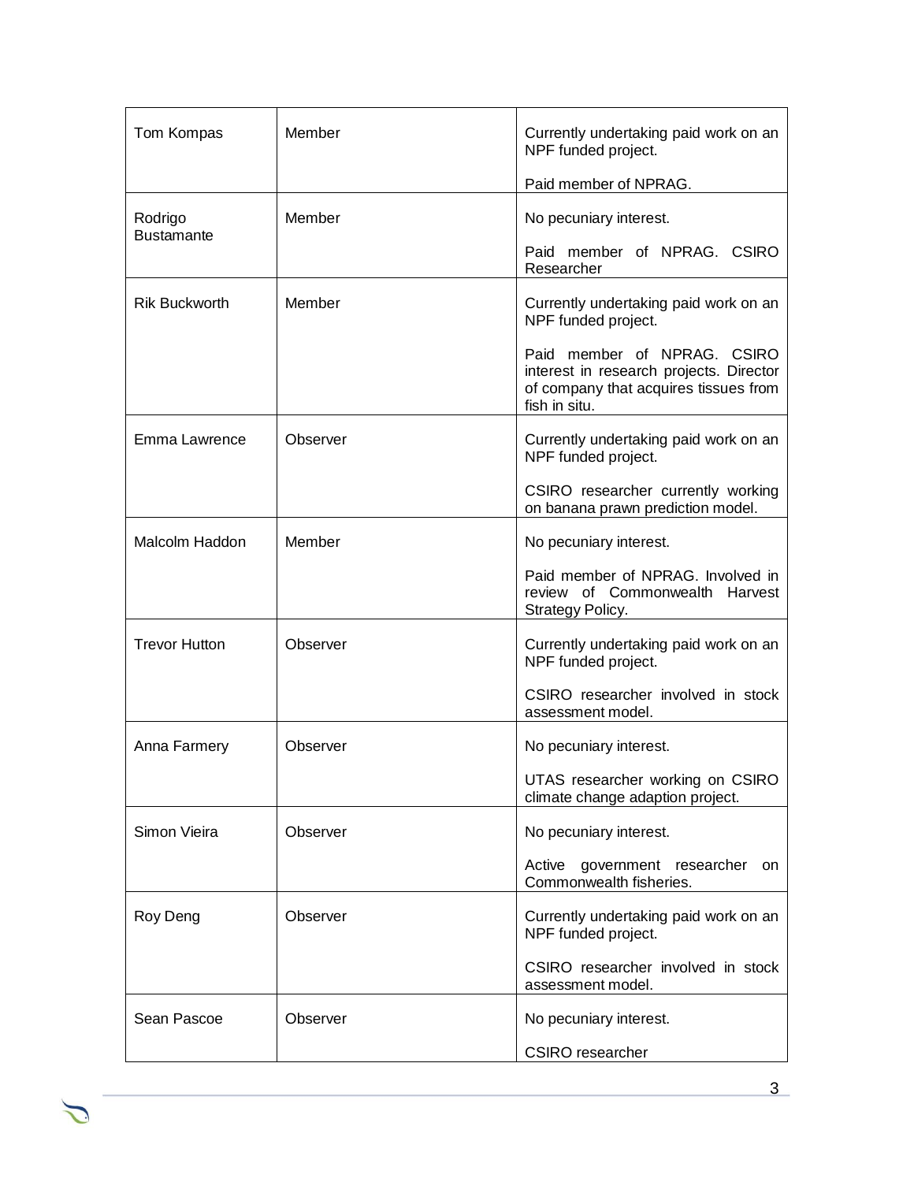| Tom Kompas | Member | Currently undertaking paid work on an NPF funded project.<br><br>Paid member of NPRAG. |
|---|---|---|
| Rodrigo Bustamante | Member | No pecuniary interest.<br><br>Paid member of NPRAG. CSIRO Researcher |
| Rik Buckworth | Member | Currently undertaking paid work on an NPF funded project.<br><br>Paid member of NPRAG. CSIRO interest in research projects. Director of company that acquires tissues from fish in situ. |
| Emma Lawrence | Observer | Currently undertaking paid work on an NPF funded project.<br><br>CSIRO researcher currently working on banana prawn prediction model. |
| Malcolm Haddon | Member | No pecuniary interest.<br><br>Paid member of NPRAG. Involved in review of Commonwealth Harvest Strategy Policy. |
| Trevor Hutton | Observer | Currently undertaking paid work on an NPF funded project.<br><br>CSIRO researcher involved in stock assessment model. |
| Anna Farmery | Observer | No pecuniary interest.<br><br>UTAS researcher working on CSIRO climate change adaption project. |
| Simon Vieira | Observer | No pecuniary interest.<br><br>Active government researcher on Commonwealth fisheries. |
| Roy Deng | Observer | Currently undertaking paid work on an NPF funded project.<br><br>CSIRO researcher involved in stock assessment model. |
| Sean Pascoe | Observer | No pecuniary interest.<br><br>CSIRO researcher |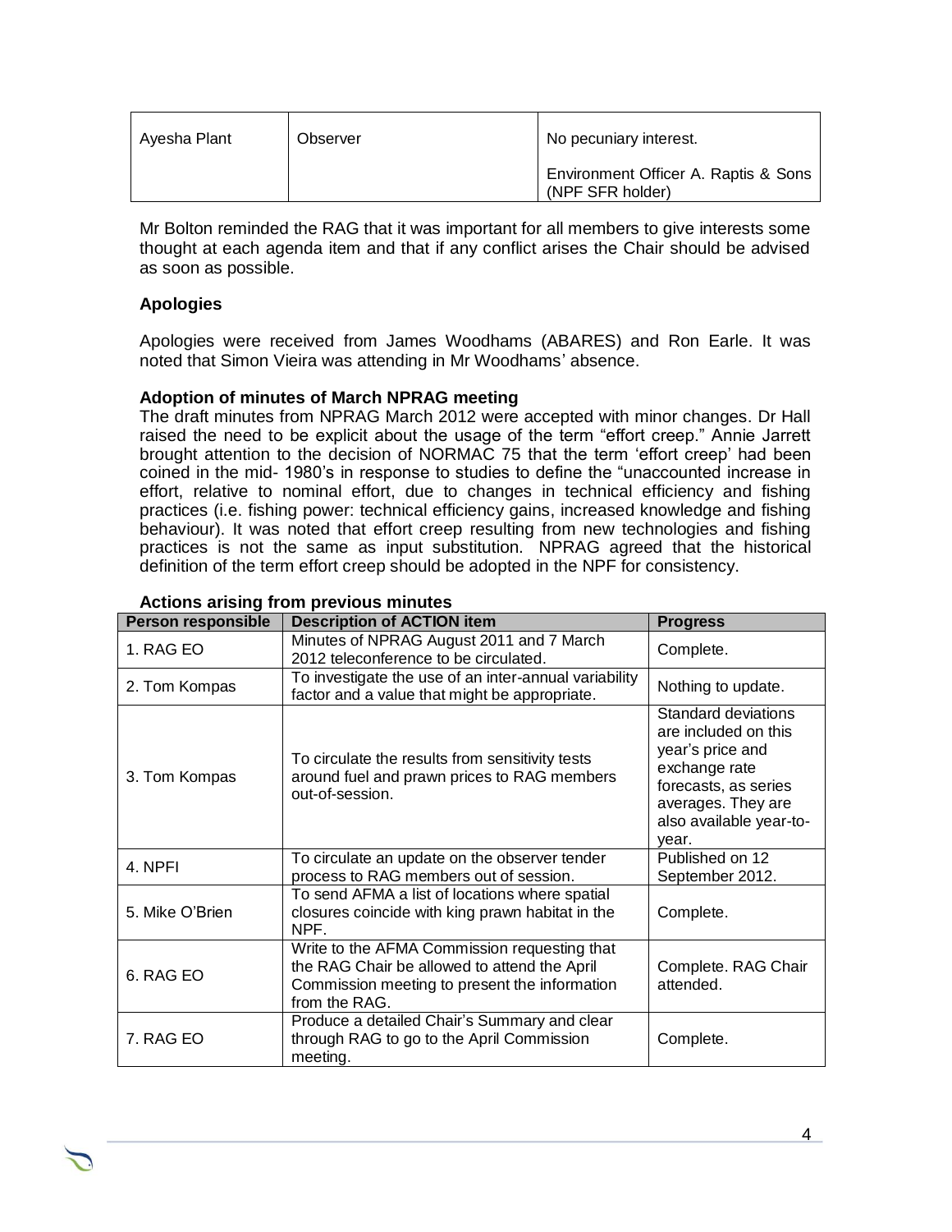| Ayesha Plant | Observer | No pecuniary interest.<br><br>Environment Officer A. Raptis & Sons (NPF SFR holder) |
|---|---|---|

Mr Bolton reminded the RAG that it was important for all members to give interests some thought at each agenda item and that if any conflict arises the Chair should be advised as soon as possible.

**Apologies**

Apologies were received from James Woodhams (ABARES) and Ron Earle. It was noted that Simon Vieira was attending in Mr Woodhams' absence.

**Adoption of minutes of March NPRAG meeting**

The draft minutes from NPRAG March 2012 were accepted with minor changes. Dr Hall raised the need to be explicit about the usage of the term "effort creep." Annie Jarrett brought attention to the decision of NORMAC 75 that the term 'effort creep' had been coined in the mid- 1980's in response to studies to define the "unaccounted increase in effort, relative to nominal effort, due to changes in technical efficiency and fishing practices (i.e. fishing power: technical efficiency gains, increased knowledge and fishing behaviour). It was noted that effort creep resulting from new technologies and fishing practices is not the same as input substitution. NPRAG agreed that the historical definition of the term effort creep should be adopted in the NPF for consistency.

**Actions arising from previous minutes**

| Person responsible | Description of ACTION item | Progress |
|---|---|---|
| 1. RAG EO | Minutes of NPRAG August 2011 and 7 March 2012 teleconference to be circulated. | Complete. |
| 2. Tom Kompas | To investigate the use of an inter-annual variability factor and a value that might be appropriate. | Nothing to update. |
| 3. Tom Kompas | To circulate the results from sensitivity tests around fuel and prawn prices to RAG members out-of-session. | Standard deviations are included on this year's price and exchange rate forecasts, as series averages. They are also available year-to-year. |
| 4. NPFI | To circulate an update on the observer tender process to RAG members out of session. | Published on 12 September 2012. |
| 5. Mike O'Brien | To send AFMA a list of locations where spatial closures coincide with king prawn habitat in the NPF. | Complete. |
| 6. RAG EO | Write to the AFMA Commission requesting that the RAG Chair be allowed to attend the April Commission meeting to present the information from the RAG. | Complete. RAG Chair attended. |
| 7. RAG EO | Produce a detailed Chair's Summary and clear through RAG to go to the April Commission meeting. | Complete. |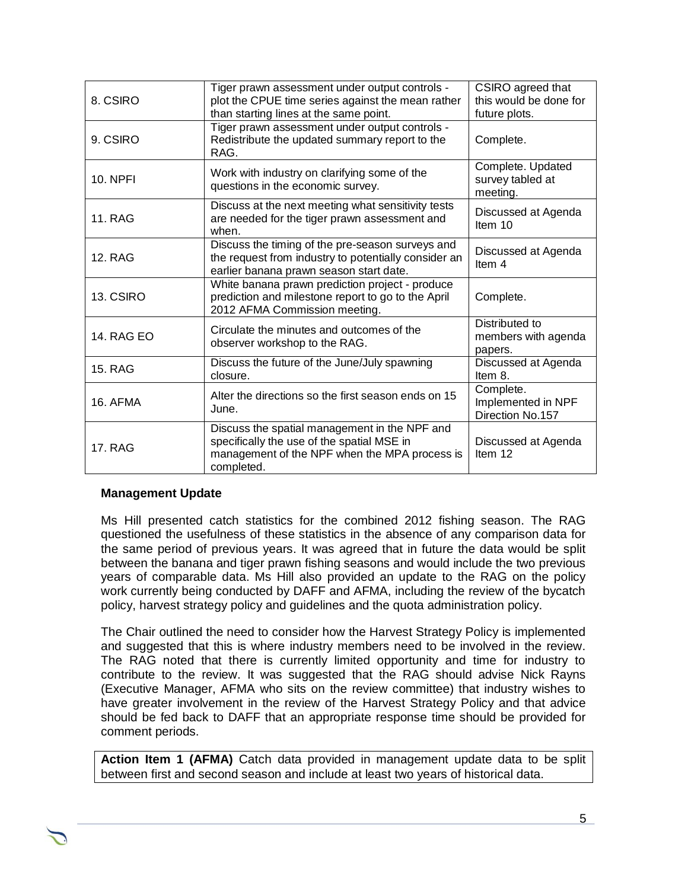| | | |
|---|---|---|
| 8. CSIRO | Tiger prawn assessment under output controls - plot the CPUE time series against the mean rather than starting lines at the same point. | CSIRO agreed that this would be done for future plots. |
| 9. CSIRO | Tiger prawn assessment under output controls - Redistribute the updated summary report to the RAG. | Complete. |
| 10. NPFI | Work with industry on clarifying some of the questions in the economic survey. | Complete. Updated survey tabled at meeting. |
| 11. RAG | Discuss at the next meeting what sensitivity tests are needed for the tiger prawn assessment and when. | Discussed at Agenda Item 10 |
| 12. RAG | Discuss the timing of the pre-season surveys and the request from industry to potentially consider an earlier banana prawn season start date. | Discussed at Agenda Item 4 |
| 13. CSIRO | White banana prawn prediction project - produce prediction and milestone report to go to the April 2012 AFMA Commission meeting. | Complete. |
| 14. RAG EO | Circulate the minutes and outcomes of the observer workshop to the RAG. | Distributed to members with agenda papers. |
| 15. RAG | Discuss the future of the June/July spawning closure. | Discussed at Agenda Item 8. |
| 16. AFMA | Alter the directions so the first season ends on 15 June. | Complete. Implemented in NPF Direction No.157 |
| 17. RAG | Discuss the spatial management in the NPF and specifically the use of the spatial MSE in management of the NPF when the MPA process is completed. | Discussed at Agenda Item 12 |

**Management Update**

Ms Hill presented catch statistics for the combined 2012 fishing season. The RAG questioned the usefulness of these statistics in the absence of any comparison data for the same period of previous years. It was agreed that in future the data would be split between the banana and tiger prawn fishing seasons and would include the two previous years of comparable data. Ms Hill also provided an update to the RAG on the policy work currently being conducted by DAFF and AFMA, including the review of the bycatch policy, harvest strategy policy and guidelines and the quota administration policy.

The Chair outlined the need to consider how the Harvest Strategy Policy is implemented and suggested that this is where industry members need to be involved in the review. The RAG noted that there is currently limited opportunity and time for industry to contribute to the review. It was suggested that the RAG should advise Nick Rayns (Executive Manager, AFMA who sits on the review committee) that industry wishes to have greater involvement in the review of the Harvest Strategy Policy and that advice should be fed back to DAFF that an appropriate response time should be provided for comment periods.

**Action Item 1 (AFMA)** Catch data provided in management update data to be split between first and second season and include at least two years of historical data.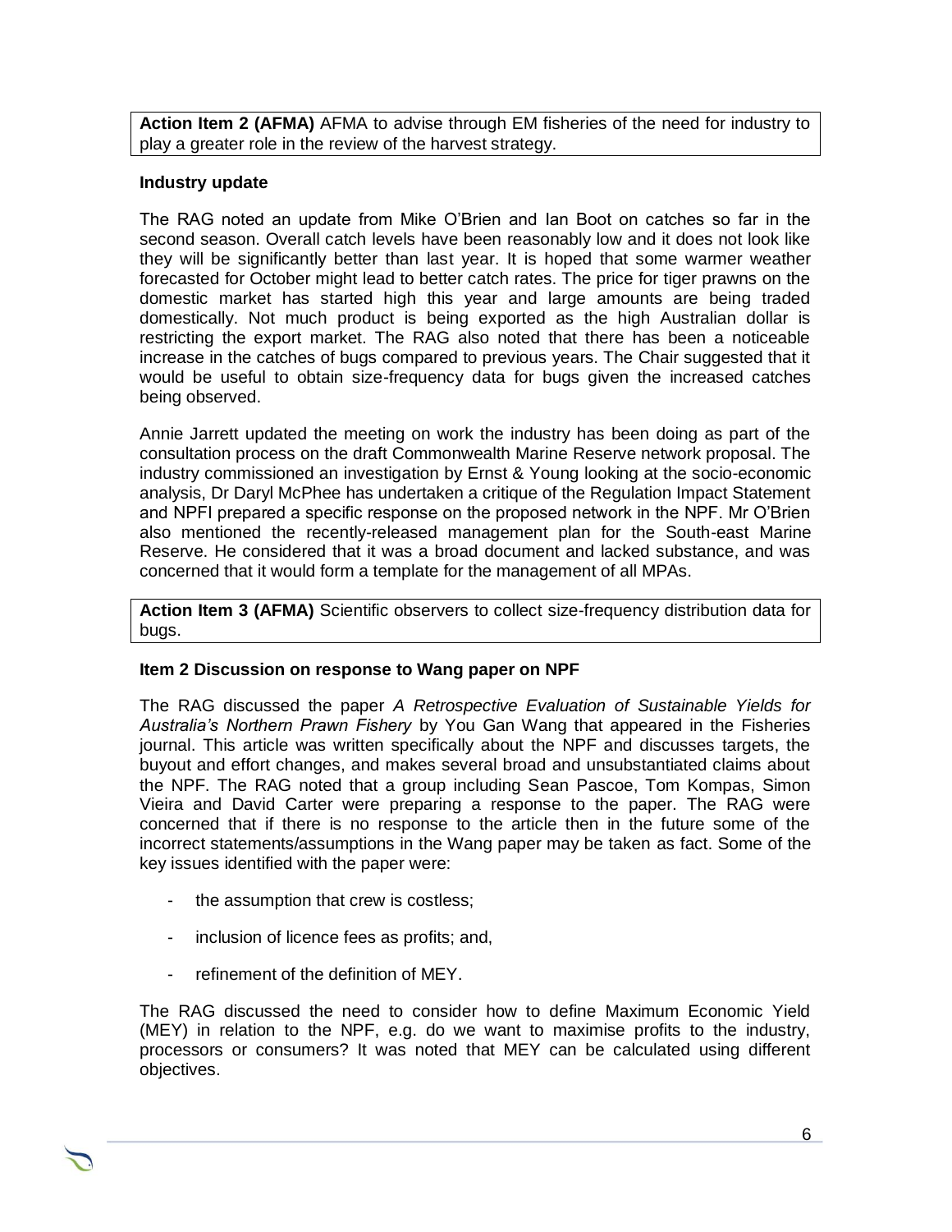**Action Item 2 (AFMA)** AFMA to advise through EM fisheries of the need for industry to play a greater role in the review of the harvest strategy.

**Industry update**

The RAG noted an update from Mike O'Brien and Ian Boot on catches so far in the second season. Overall catch levels have been reasonably low and it does not look like they will be significantly better than last year. It is hoped that some warmer weather forecasted for October might lead to better catch rates. The price for tiger prawns on the domestic market has started high this year and large amounts are being traded domestically. Not much product is being exported as the high Australian dollar is restricting the export market. The RAG also noted that there has been a noticeable increase in the catches of bugs compared to previous years. The Chair suggested that it would be useful to obtain size-frequency data for bugs given the increased catches being observed.

Annie Jarrett updated the meeting on work the industry has been doing as part of the consultation process on the draft Commonwealth Marine Reserve network proposal. The industry commissioned an investigation by Ernst & Young looking at the socio-economic analysis, Dr Daryl McPhee has undertaken a critique of the Regulation Impact Statement and NPFI prepared a specific response on the proposed network in the NPF. Mr O'Brien also mentioned the recently-released management plan for the South-east Marine Reserve. He considered that it was a broad document and lacked substance, and was concerned that it would form a template for the management of all MPAs.

**Action Item 3 (AFMA)** Scientific observers to collect size-frequency distribution data for bugs.

**Item 2 Discussion on response to Wang paper on NPF**

The RAG discussed the paper *A Retrospective Evaluation of Sustainable Yields for Australia's Northern Prawn Fishery* by You Gan Wang that appeared in the Fisheries journal. This article was written specifically about the NPF and discusses targets, the buyout and effort changes, and makes several broad and unsubstantiated claims about the NPF. The RAG noted that a group including Sean Pascoe, Tom Kompas, Simon Vieira and David Carter were preparing a response to the paper. The RAG were concerned that if there is no response to the article then in the future some of the incorrect statements/assumptions in the Wang paper may be taken as fact. Some of the key issues identified with the paper were:

- the assumption that crew is costless;
- inclusion of licence fees as profits; and,
- refinement of the definition of MEY.

The RAG discussed the need to consider how to define Maximum Economic Yield (MEY) in relation to the NPF, e.g. do we want to maximise profits to the industry, processors or consumers? It was noted that MEY can be calculated using different objectives.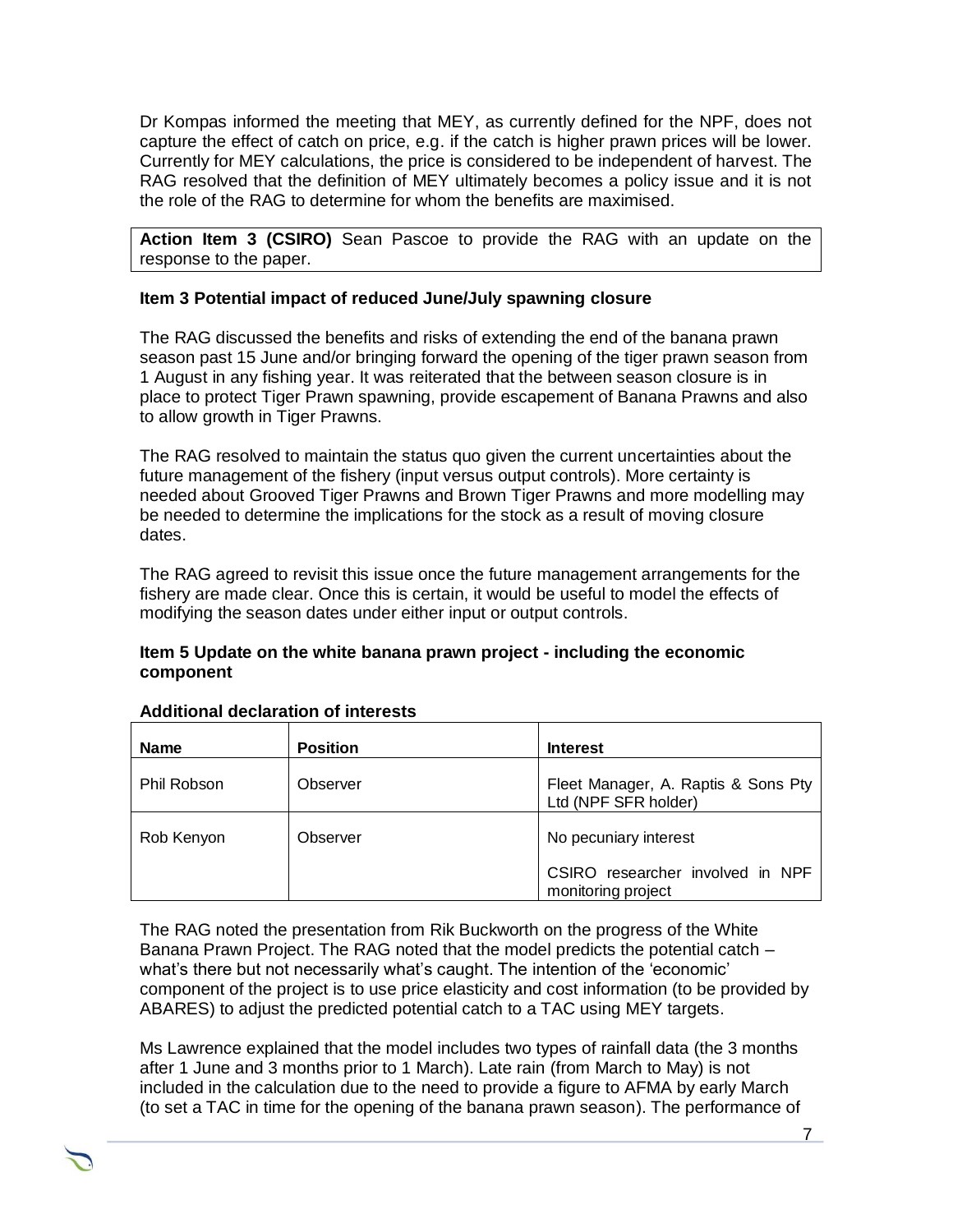Dr Kompas informed the meeting that MEY, as currently defined for the NPF, does not capture the effect of catch on price, e.g. if the catch is higher prawn prices will be lower. Currently for MEY calculations, the price is considered to be independent of harvest. The RAG resolved that the definition of MEY ultimately becomes a policy issue and it is not the role of the RAG to determine for whom the benefits are maximised.

| **Action Item 3 (CSIRO)** Sean Pascoe to provide the RAG with an update on the response to the paper. |
|---|

### Item 3 Potential impact of reduced June/July spawning closure

The RAG discussed the benefits and risks of extending the end of the banana prawn season past 15 June and/or bringing forward the opening of the tiger prawn season from 1 August in any fishing year. It was reiterated that the between season closure is in place to protect Tiger Prawn spawning, provide escapement of Banana Prawns and also to allow growth in Tiger Prawns.

The RAG resolved to maintain the status quo given the current uncertainties about the future management of the fishery (input versus output controls). More certainty is needed about Grooved Tiger Prawns and Brown Tiger Prawns and more modelling may be needed to determine the implications for the stock as a result of moving closure dates.

The RAG agreed to revisit this issue once the future management arrangements for the fishery are made clear. Once this is certain, it would be useful to model the effects of modifying the season dates under either input or output controls.

### Item 5 Update on the white banana prawn project - including the economic component

**Additional declaration of interests**

| Name | Position | Interest |
|---|---|---|
| Phil Robson | Observer | Fleet Manager, A. Raptis & Sons Pty Ltd (NPF SFR holder) |
| Rob Kenyon | Observer | No pecuniary interest<br><br>CSIRO researcher involved in NPF monitoring project |

The RAG noted the presentation from Rik Buckworth on the progress of the White Banana Prawn Project. The RAG noted that the model predicts the potential catch – what's there but not necessarily what's caught. The intention of the 'economic' component of the project is to use price elasticity and cost information (to be provided by ABARES) to adjust the predicted potential catch to a TAC using MEY targets.

Ms Lawrence explained that the model includes two types of rainfall data (the 3 months after 1 June and 3 months prior to 1 March). Late rain (from March to May) is not included in the calculation due to the need to provide a figure to AFMA by early March (to set a TAC in time for the opening of the banana prawn season). The performance of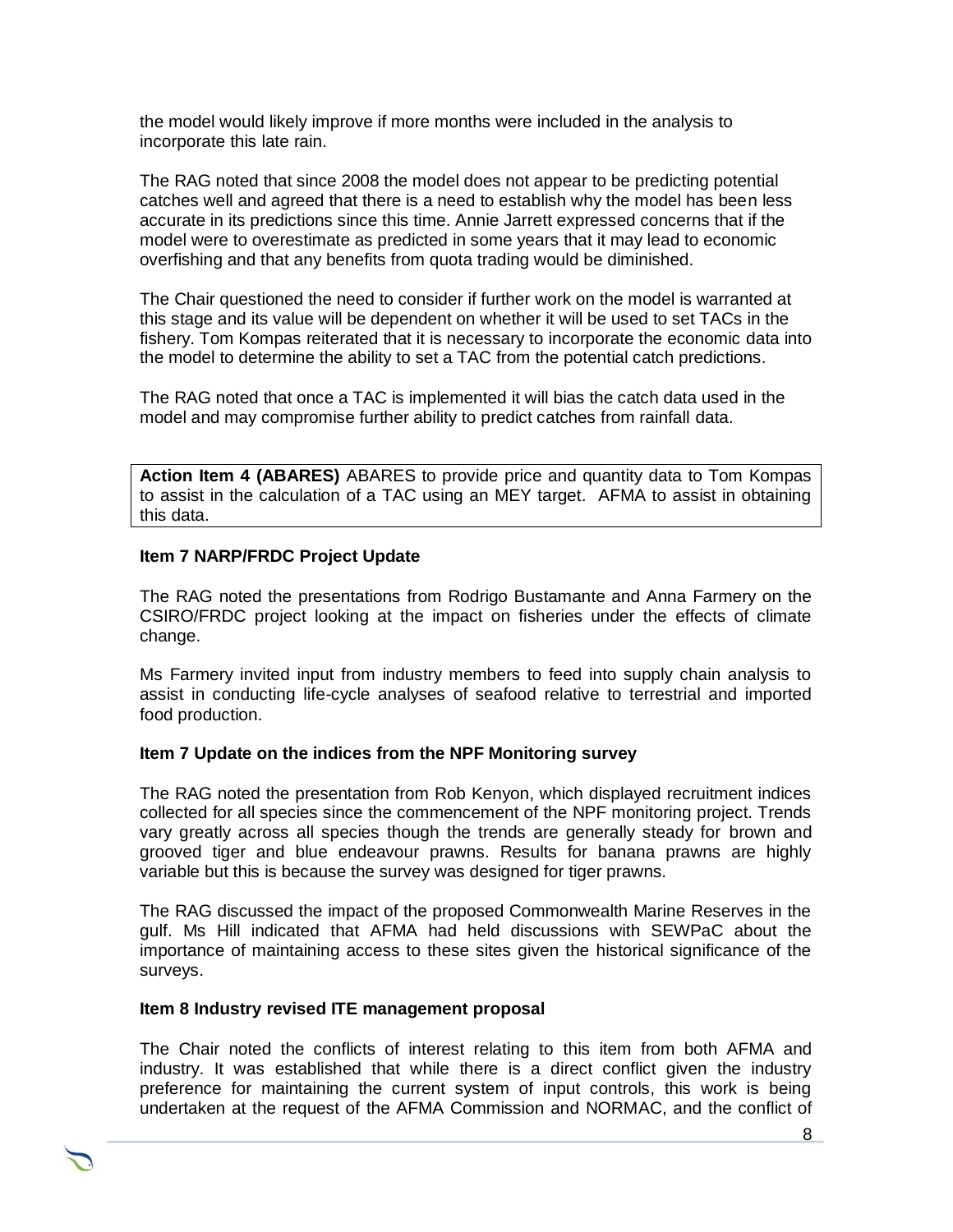the model would likely improve if more months were included in the analysis to incorporate this late rain.

The RAG noted that since 2008 the model does not appear to be predicting potential catches well and agreed that there is a need to establish why the model has been less accurate in its predictions since this time. Annie Jarrett expressed concerns that if the model were to overestimate as predicted in some years that it may lead to economic overfishing and that any benefits from quota trading would be diminished.

The Chair questioned the need to consider if further work on the model is warranted at this stage and its value will be dependent on whether it will be used to set TACs in the fishery. Tom Kompas reiterated that it is necessary to incorporate the economic data into the model to determine the ability to set a TAC from the potential catch predictions.

The RAG noted that once a TAC is implemented it will bias the catch data used in the model and may compromise further ability to predict catches from rainfall data.

**Action Item 4 (ABARES)** ABARES to provide price and quantity data to Tom Kompas to assist in the calculation of a TAC using an MEY target. AFMA to assist in obtaining this data.

**Item 7 NARP/FRDC Project Update**

The RAG noted the presentations from Rodrigo Bustamante and Anna Farmery on the CSIRO/FRDC project looking at the impact on fisheries under the effects of climate change.

Ms Farmery invited input from industry members to feed into supply chain analysis to assist in conducting life-cycle analyses of seafood relative to terrestrial and imported food production.

**Item 7 Update on the indices from the NPF Monitoring survey**

The RAG noted the presentation from Rob Kenyon, which displayed recruitment indices collected for all species since the commencement of the NPF monitoring project. Trends vary greatly across all species though the trends are generally steady for brown and grooved tiger and blue endeavour prawns. Results for banana prawns are highly variable but this is because the survey was designed for tiger prawns.

The RAG discussed the impact of the proposed Commonwealth Marine Reserves in the gulf. Ms Hill indicated that AFMA had held discussions with SEWPaC about the importance of maintaining access to these sites given the historical significance of the surveys.

**Item 8 Industry revised ITE management proposal**

The Chair noted the conflicts of interest relating to this item from both AFMA and industry. It was established that while there is a direct conflict given the industry preference for maintaining the current system of input controls, this work is being undertaken at the request of the AFMA Commission and NORMAC, and the conflict of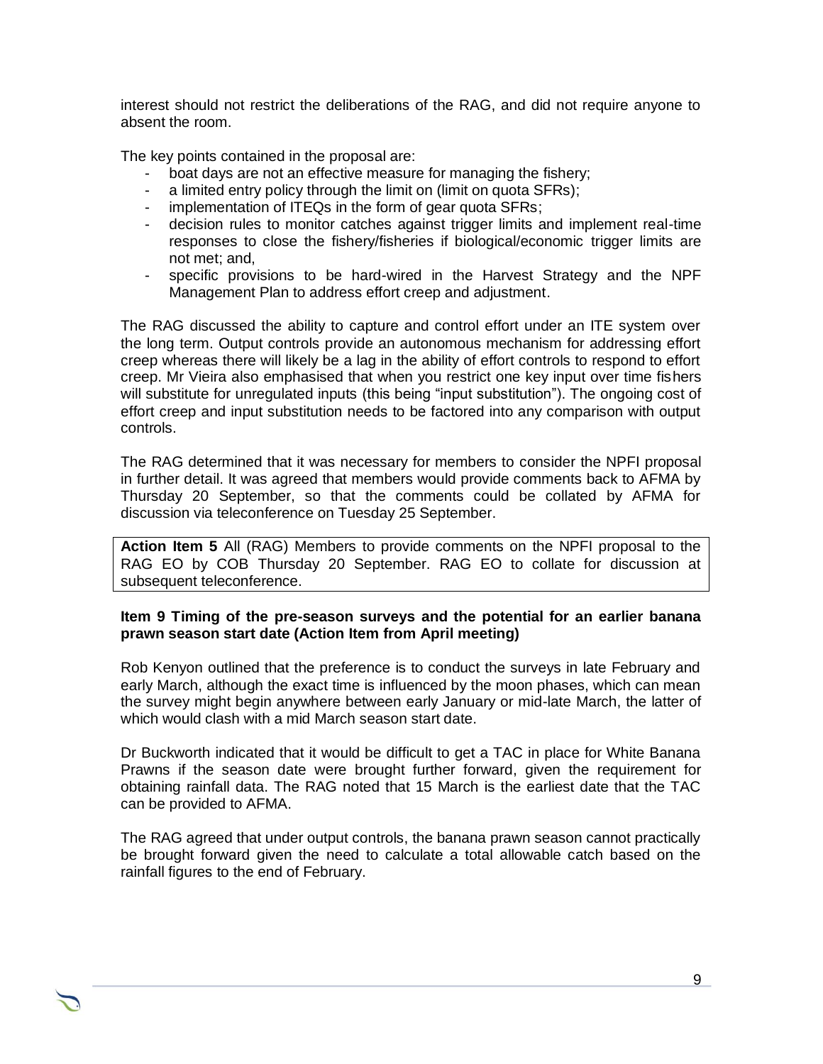interest should not restrict the deliberations of the RAG, and did not require anyone to absent the room.

The key points contained in the proposal are:

- boat days are not an effective measure for managing the fishery;
- a limited entry policy through the limit on (limit on quota SFRs);
- implementation of ITEQs in the form of gear quota SFRs;
- decision rules to monitor catches against trigger limits and implement real-time responses to close the fishery/fisheries if biological/economic trigger limits are not met; and,
- specific provisions to be hard-wired in the Harvest Strategy and the NPF Management Plan to address effort creep and adjustment.

The RAG discussed the ability to capture and control effort under an ITE system over the long term. Output controls provide an autonomous mechanism for addressing effort creep whereas there will likely be a lag in the ability of effort controls to respond to effort creep. Mr Vieira also emphasised that when you restrict one key input over time fishers will substitute for unregulated inputs (this being "input substitution"). The ongoing cost of effort creep and input substitution needs to be factored into any comparison with output controls.

The RAG determined that it was necessary for members to consider the NPFI proposal in further detail. It was agreed that members would provide comments back to AFMA by Thursday 20 September, so that the comments could be collated by AFMA for discussion via teleconference on Tuesday 25 September.

**Action Item 5** All (RAG) Members to provide comments on the NPFI proposal to the RAG EO by COB Thursday 20 September. RAG EO to collate for discussion at subsequent teleconference.

**Item 9 Timing of the pre-season surveys and the potential for an earlier banana prawn season start date (Action Item from April meeting)**

Rob Kenyon outlined that the preference is to conduct the surveys in late February and early March, although the exact time is influenced by the moon phases, which can mean the survey might begin anywhere between early January or mid-late March, the latter of which would clash with a mid March season start date.

Dr Buckworth indicated that it would be difficult to get a TAC in place for White Banana Prawns if the season date were brought further forward, given the requirement for obtaining rainfall data. The RAG noted that 15 March is the earliest date that the TAC can be provided to AFMA.

The RAG agreed that under output controls, the banana prawn season cannot practically be brought forward given the need to calculate a total allowable catch based on the rainfall figures to the end of February.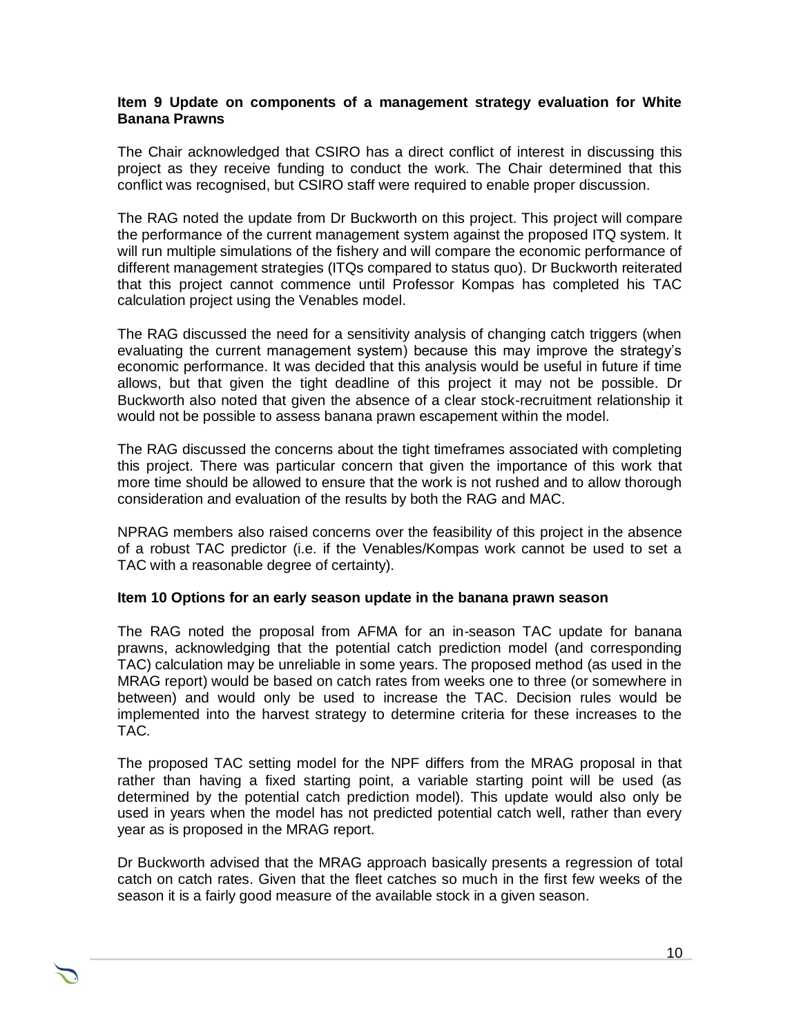**Item 9 Update on components of a management strategy evaluation for White Banana Prawns**

The Chair acknowledged that CSIRO has a direct conflict of interest in discussing this project as they receive funding to conduct the work. The Chair determined that this conflict was recognised, but CSIRO staff were required to enable proper discussion.

The RAG noted the update from Dr Buckworth on this project. This project will compare the performance of the current management system against the proposed ITQ system. It will run multiple simulations of the fishery and will compare the economic performance of different management strategies (ITQs compared to status quo). Dr Buckworth reiterated that this project cannot commence until Professor Kompas has completed his TAC calculation project using the Venables model.

The RAG discussed the need for a sensitivity analysis of changing catch triggers (when evaluating the current management system) because this may improve the strategy's economic performance. It was decided that this analysis would be useful in future if time allows, but that given the tight deadline of this project it may not be possible. Dr Buckworth also noted that given the absence of a clear stock-recruitment relationship it would not be possible to assess banana prawn escapement within the model.

The RAG discussed the concerns about the tight timeframes associated with completing this project. There was particular concern that given the importance of this work that more time should be allowed to ensure that the work is not rushed and to allow thorough consideration and evaluation of the results by both the RAG and MAC.

NPRAG members also raised concerns over the feasibility of this project in the absence of a robust TAC predictor (i.e. if the Venables/Kompas work cannot be used to set a TAC with a reasonable degree of certainty).

**Item 10 Options for an early season update in the banana prawn season**

The RAG noted the proposal from AFMA for an in-season TAC update for banana prawns, acknowledging that the potential catch prediction model (and corresponding TAC) calculation may be unreliable in some years. The proposed method (as used in the MRAG report) would be based on catch rates from weeks one to three (or somewhere in between) and would only be used to increase the TAC. Decision rules would be implemented into the harvest strategy to determine criteria for these increases to the TAC.

The proposed TAC setting model for the NPF differs from the MRAG proposal in that rather than having a fixed starting point, a variable starting point will be used (as determined by the potential catch prediction model). This update would also only be used in years when the model has not predicted potential catch well, rather than every year as is proposed in the MRAG report.

Dr Buckworth advised that the MRAG approach basically presents a regression of total catch on catch rates. Given that the fleet catches so much in the first few weeks of the season it is a fairly good measure of the available stock in a given season.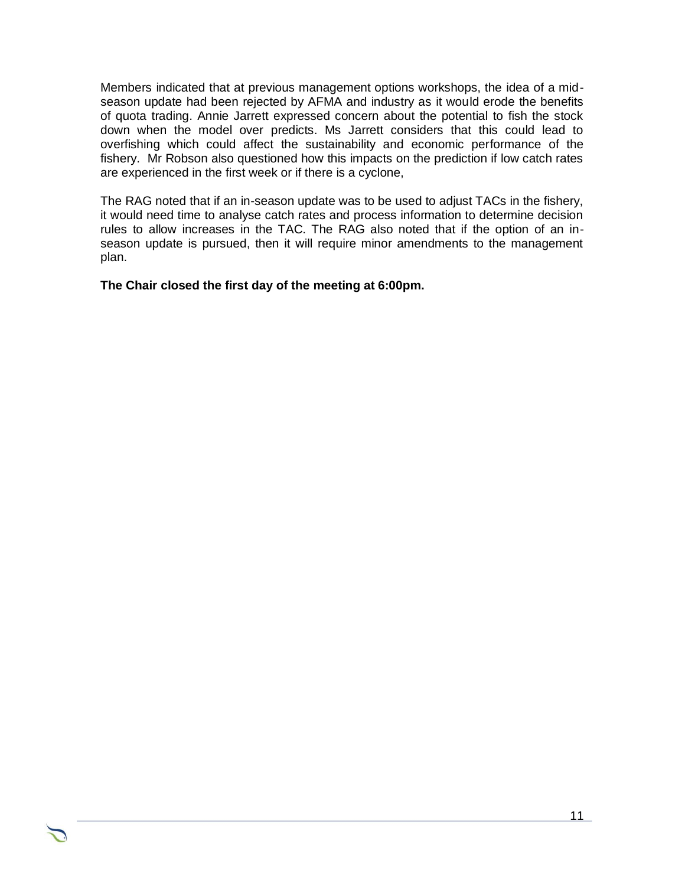Members indicated that at previous management options workshops, the idea of a mid-season update had been rejected by AFMA and industry as it would erode the benefits of quota trading. Annie Jarrett expressed concern about the potential to fish the stock down when the model over predicts. Ms Jarrett considers that this could lead to overfishing which could affect the sustainability and economic performance of the fishery. Mr Robson also questioned how this impacts on the prediction if low catch rates are experienced in the first week or if there is a cyclone,

The RAG noted that if an in-season update was to be used to adjust TACs in the fishery, it would need time to analyse catch rates and process information to determine decision rules to allow increases in the TAC. The RAG also noted that if the option of an in-season update is pursued, then it will require minor amendments to the management plan.

**The Chair closed the first day of the meeting at 6:00pm.**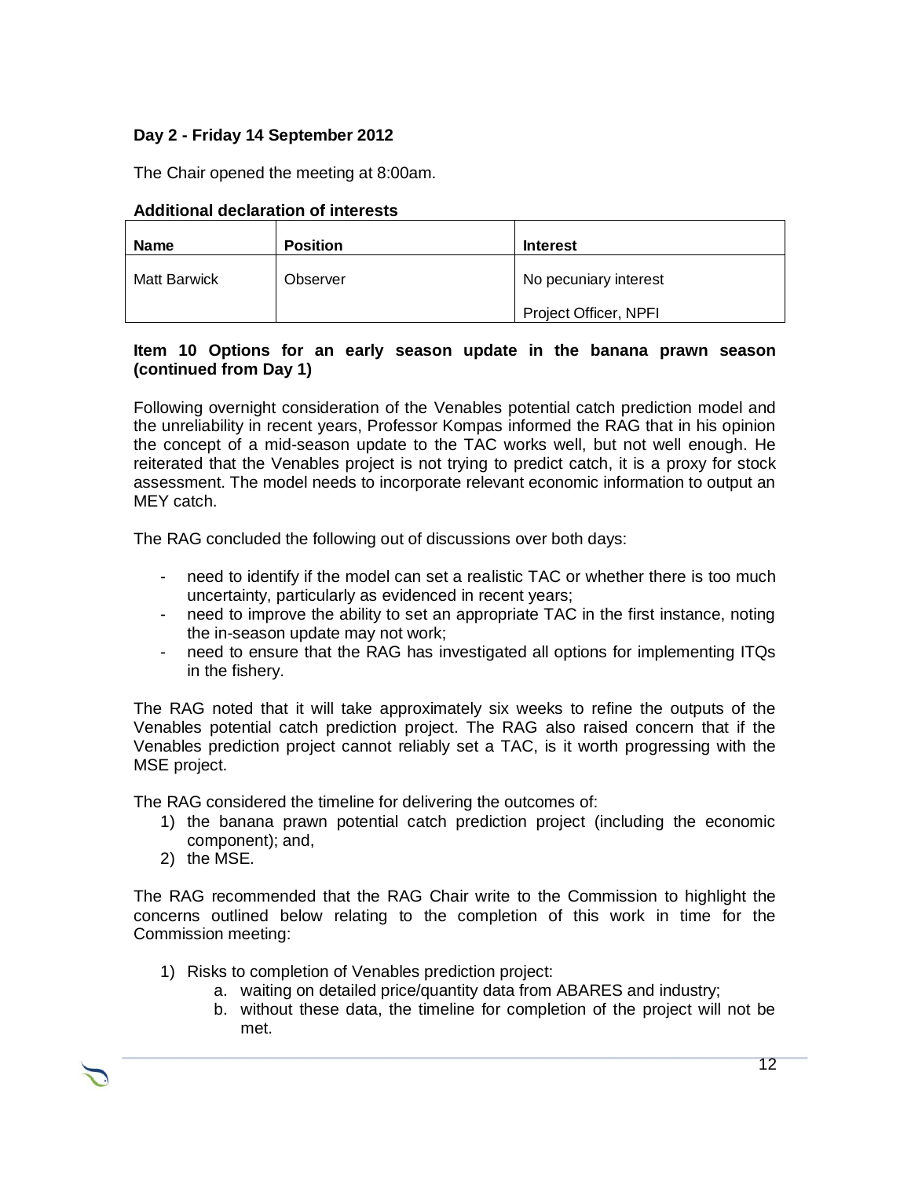**Day 2 - Friday 14 September 2012**

The Chair opened the meeting at 8:00am.

**Additional declaration of interests**

| Name | Position | Interest |
|---|---|---|
| Matt Barwick | Observer | No pecuniary interest<br>Project Officer, NPFI |

**Item 10 Options for an early season update in the banana prawn season (continued from Day 1)**

Following overnight consideration of the Venables potential catch prediction model and the unreliability in recent years, Professor Kompas informed the RAG that in his opinion the concept of a mid-season update to the TAC works well, but not well enough. He reiterated that the Venables project is not trying to predict catch, it is a proxy for stock assessment. The model needs to incorporate relevant economic information to output an MEY catch.

The RAG concluded the following out of discussions over both days:

- need to identify if the model can set a realistic TAC or whether there is too much uncertainty, particularly as evidenced in recent years;
- need to improve the ability to set an appropriate TAC in the first instance, noting the in-season update may not work;
- need to ensure that the RAG has investigated all options for implementing ITQs in the fishery.

The RAG noted that it will take approximately six weeks to refine the outputs of the Venables potential catch prediction project. The RAG also raised concern that if the Venables prediction project cannot reliably set a TAC, is it worth progressing with the MSE project.

The RAG considered the timeline for delivering the outcomes of:

1) the banana prawn potential catch prediction project (including the economic component); and,
2) the MSE.

The RAG recommended that the RAG Chair write to the Commission to highlight the concerns outlined below relating to the completion of this work in time for the Commission meeting:

1) Risks to completion of Venables prediction project:
    a. waiting on detailed price/quantity data from ABARES and industry;
    b. without these data, the timeline for completion of the project will not be met.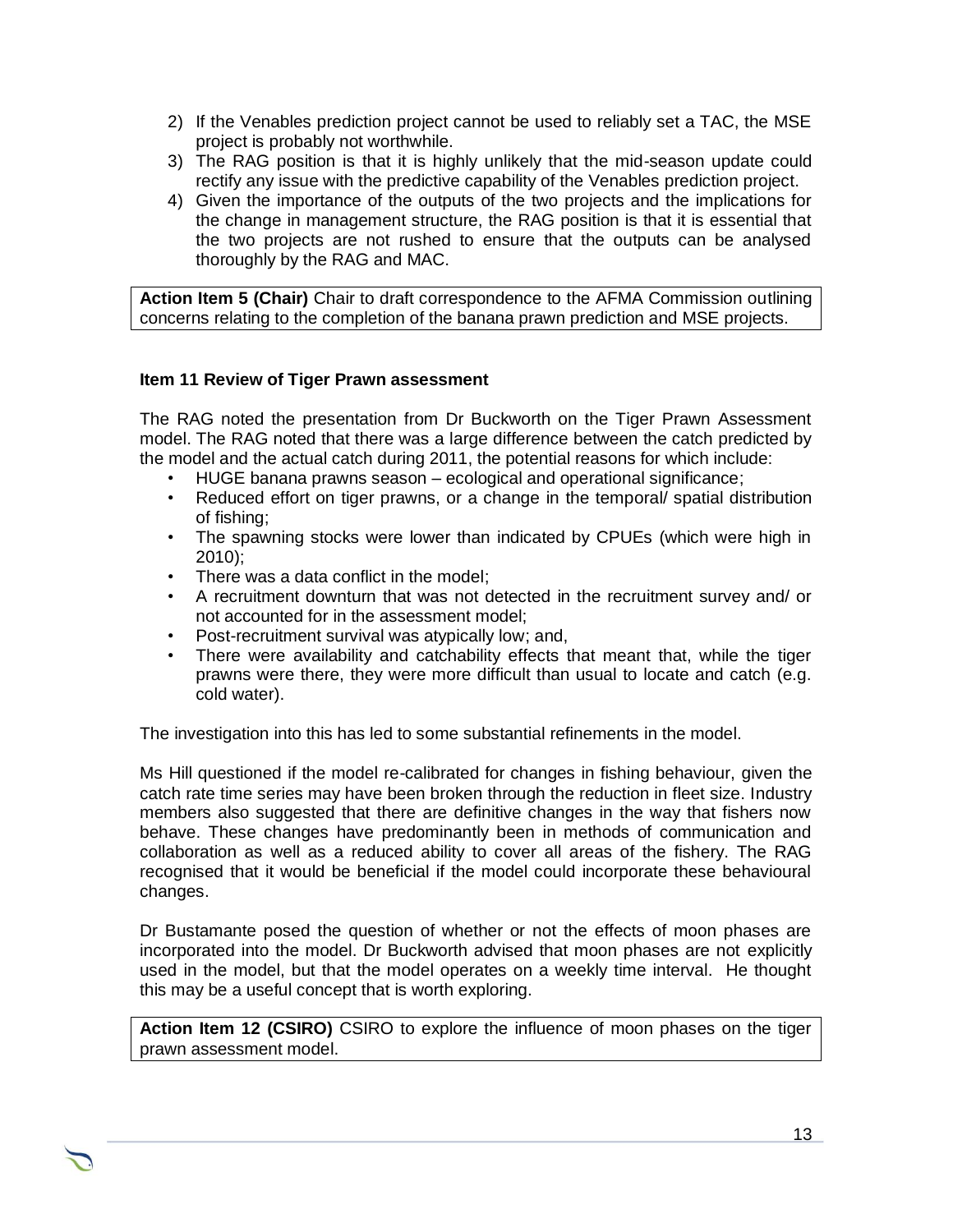2) If the Venables prediction project cannot be used to reliably set a TAC, the MSE project is probably not worthwhile.
3) The RAG position is that it is highly unlikely that the mid-season update could rectify any issue with the predictive capability of the Venables prediction project.
4) Given the importance of the outputs of the two projects and the implications for the change in management structure, the RAG position is that it is essential that the two projects are not rushed to ensure that the outputs can be analysed thoroughly by the RAG and MAC.

**Action Item 5 (Chair)** Chair to draft correspondence to the AFMA Commission outlining concerns relating to the completion of the banana prawn prediction and MSE projects.

**Item 11 Review of Tiger Prawn assessment**

The RAG noted the presentation from Dr Buckworth on the Tiger Prawn Assessment model. The RAG noted that there was a large difference between the catch predicted by the model and the actual catch during 2011, the potential reasons for which include:

- HUGE banana prawns season – ecological and operational significance;
- Reduced effort on tiger prawns, or a change in the temporal/ spatial distribution of fishing;
- The spawning stocks were lower than indicated by CPUEs (which were high in 2010);
- There was a data conflict in the model;
- A recruitment downturn that was not detected in the recruitment survey and/ or not accounted for in the assessment model;
- Post-recruitment survival was atypically low; and,
- There were availability and catchability effects that meant that, while the tiger prawns were there, they were more difficult than usual to locate and catch (e.g. cold water).

The investigation into this has led to some substantial refinements in the model.

Ms Hill questioned if the model re-calibrated for changes in fishing behaviour, given the catch rate time series may have been broken through the reduction in fleet size. Industry members also suggested that there are definitive changes in the way that fishers now behave. These changes have predominantly been in methods of communication and collaboration as well as a reduced ability to cover all areas of the fishery. The RAG recognised that it would be beneficial if the model could incorporate these behavioural changes.

Dr Bustamante posed the question of whether or not the effects of moon phases are incorporated into the model. Dr Buckworth advised that moon phases are not explicitly used in the model, but that the model operates on a weekly time interval. He thought this may be a useful concept that is worth exploring.

**Action Item 12 (CSIRO)** CSIRO to explore the influence of moon phases on the tiger prawn assessment model.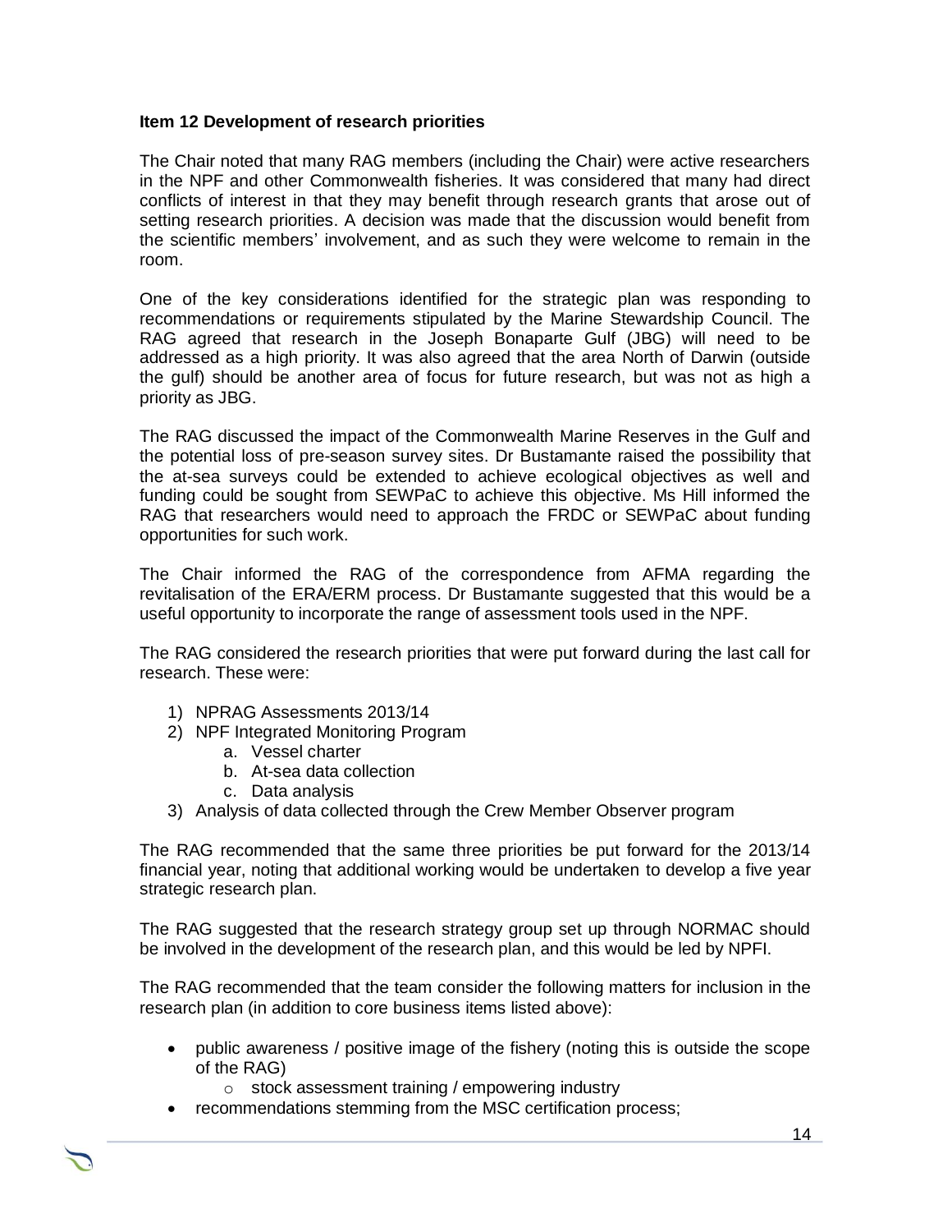**Item 12 Development of research priorities**

The Chair noted that many RAG members (including the Chair) were active researchers in the NPF and other Commonwealth fisheries. It was considered that many had direct conflicts of interest in that they may benefit through research grants that arose out of setting research priorities. A decision was made that the discussion would benefit from the scientific members' involvement, and as such they were welcome to remain in the room.

One of the key considerations identified for the strategic plan was responding to recommendations or requirements stipulated by the Marine Stewardship Council. The RAG agreed that research in the Joseph Bonaparte Gulf (JBG) will need to be addressed as a high priority. It was also agreed that the area North of Darwin (outside the gulf) should be another area of focus for future research, but was not as high a priority as JBG.

The RAG discussed the impact of the Commonwealth Marine Reserves in the Gulf and the potential loss of pre-season survey sites. Dr Bustamante raised the possibility that the at-sea surveys could be extended to achieve ecological objectives as well and funding could be sought from SEWPaC to achieve this objective. Ms Hill informed the RAG that researchers would need to approach the FRDC or SEWPaC about funding opportunities for such work.

The Chair informed the RAG of the correspondence from AFMA regarding the revitalisation of the ERA/ERM process. Dr Bustamante suggested that this would be a useful opportunity to incorporate the range of assessment tools used in the NPF.

The RAG considered the research priorities that were put forward during the last call for research. These were:

1) NPRAG Assessments 2013/14
2) NPF Integrated Monitoring Program
    a. Vessel charter
    b. At-sea data collection
    c. Data analysis
3) Analysis of data collected through the Crew Member Observer program

The RAG recommended that the same three priorities be put forward for the 2013/14 financial year, noting that additional working would be undertaken to develop a five year strategic research plan.

The RAG suggested that the research strategy group set up through NORMAC should be involved in the development of the research plan, and this would be led by NPFI.

The RAG recommended that the team consider the following matters for inclusion in the research plan (in addition to core business items listed above):

- public awareness / positive image of the fishery (noting this is outside the scope of the RAG)
    - stock assessment training / empowering industry
- recommendations stemming from the MSC certification process;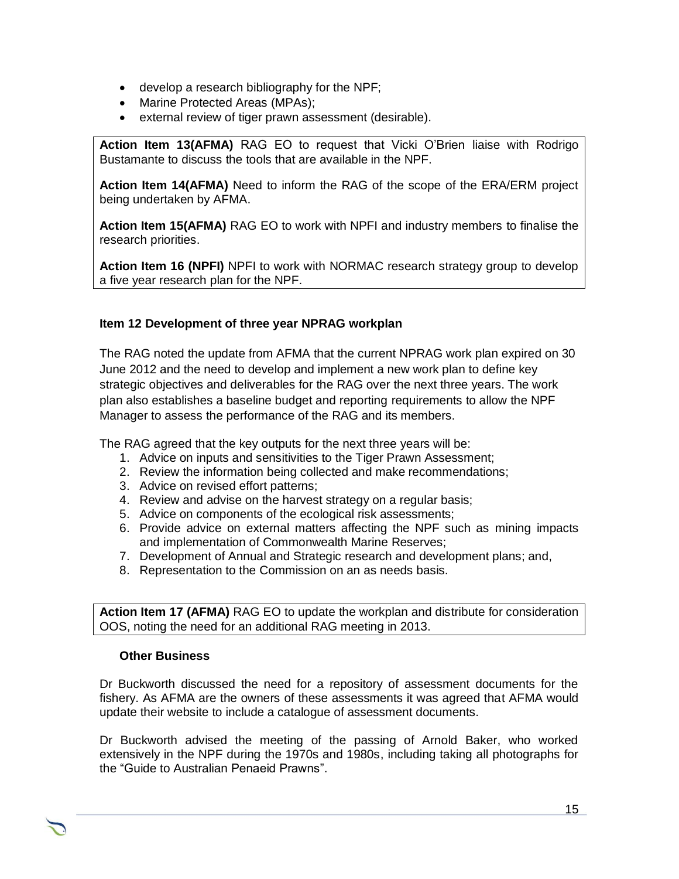- develop a research bibliography for the NPF;
- Marine Protected Areas (MPAs);
- external review of tiger prawn assessment (desirable).

**Action Item 13(AFMA)** RAG EO to request that Vicki O'Brien liaise with Rodrigo Bustamante to discuss the tools that are available in the NPF.

**Action Item 14(AFMA)** Need to inform the RAG of the scope of the ERA/ERM project being undertaken by AFMA.

**Action Item 15(AFMA)** RAG EO to work with NPFI and industry members to finalise the research priorities.

**Action Item 16 (NPFI)** NPFI to work with NORMAC research strategy group to develop a five year research plan for the NPF.

**Item 12 Development of three year NPRAG workplan**

The RAG noted the update from AFMA that the current NPRAG work plan expired on 30 June 2012 and the need to develop and implement a new work plan to define key strategic objectives and deliverables for the RAG over the next three years. The work plan also establishes a baseline budget and reporting requirements to allow the NPF Manager to assess the performance of the RAG and its members.

The RAG agreed that the key outputs for the next three years will be:

1. Advice on inputs and sensitivities to the Tiger Prawn Assessment;
2. Review the information being collected and make recommendations;
3. Advice on revised effort patterns;
4. Review and advise on the harvest strategy on a regular basis;
5. Advice on components of the ecological risk assessments;
6. Provide advice on external matters affecting the NPF such as mining impacts and implementation of Commonwealth Marine Reserves;
7. Development of Annual and Strategic research and development plans; and,
8. Representation to the Commission on an as needs basis.

**Action Item 17 (AFMA)** RAG EO to update the workplan and distribute for consideration OOS, noting the need for an additional RAG meeting in 2013.

**Other Business**

Dr Buckworth discussed the need for a repository of assessment documents for the fishery. As AFMA are the owners of these assessments it was agreed that AFMA would update their website to include a catalogue of assessment documents.

Dr Buckworth advised the meeting of the passing of Arnold Baker, who worked extensively in the NPF during the 1970s and 1980s, including taking all photographs for the "Guide to Australian Penaeid Prawns".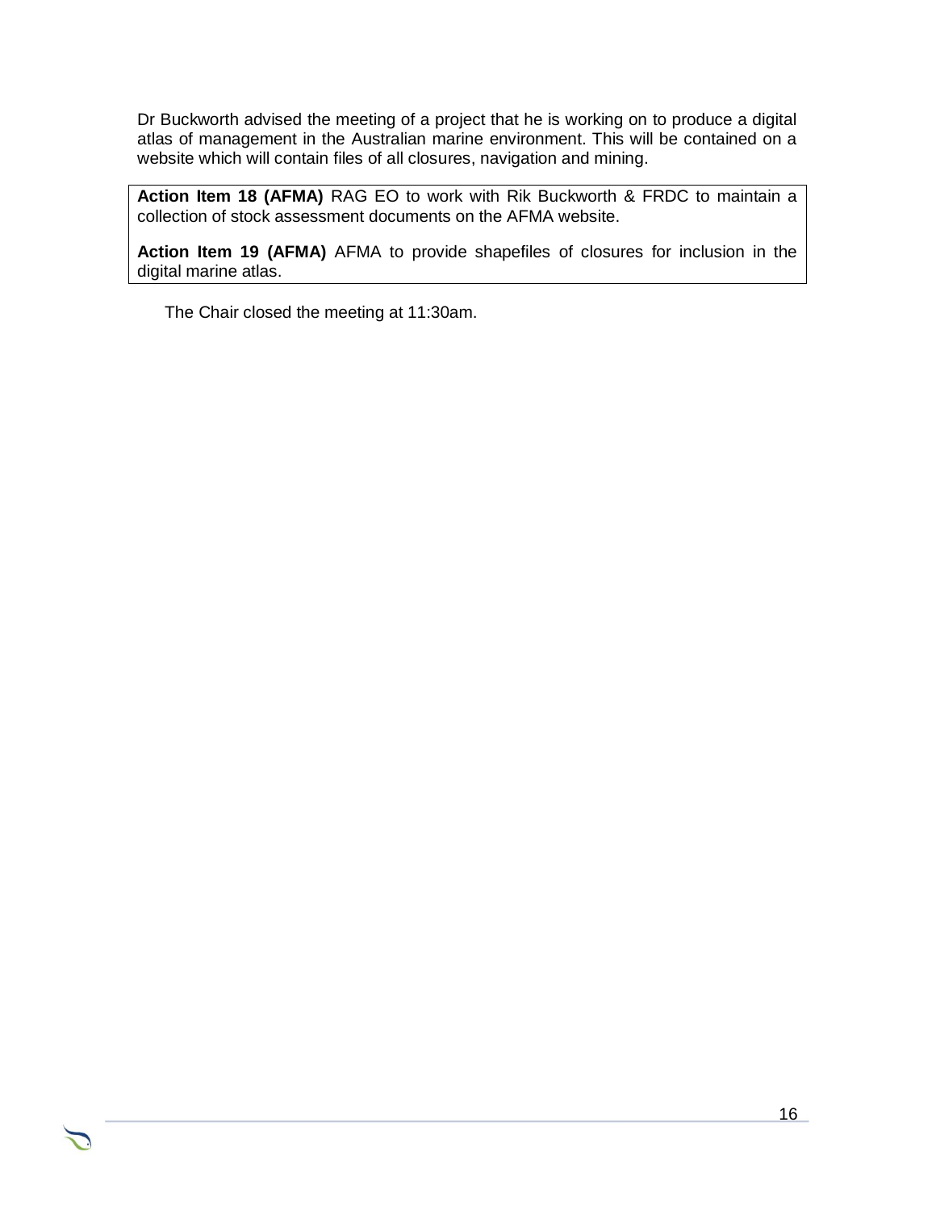Dr Buckworth advised the meeting of a project that he is working on to produce a digital atlas of management in the Australian marine environment. This will be contained on a website which will contain files of all closures, navigation and mining.

**Action Item 18 (AFMA)** RAG EO to work with Rik Buckworth & FRDC to maintain a collection of stock assessment documents on the AFMA website.

**Action Item 19 (AFMA)** AFMA to provide shapefiles of closures for inclusion in the digital marine atlas.

The Chair closed the meeting at 11:30am.